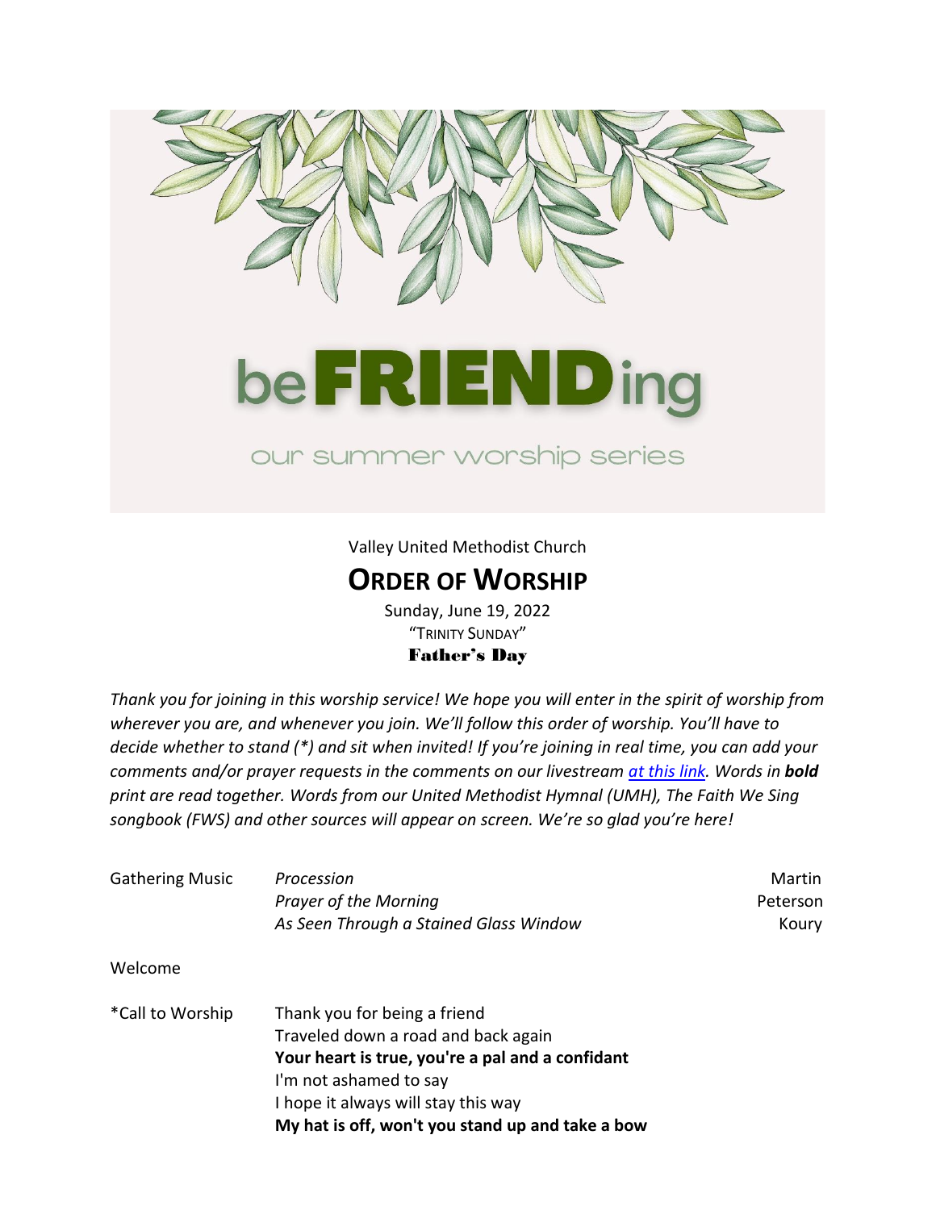# beFRIENDing

our summer worship series

Valley United Methodist Church

## ORDER OF WORSHIP

Sunday, June 19, 2022
"TRINITY SUNDAY"
**Father's Day**

*Thank you for joining in this worship service! We hope you will enter in the spirit of worship from wherever you are, and whenever you join. We'll follow this order of worship. You'll have to decide whether to stand (*) and sit when invited! If you're joining in real time, you can add your comments and/or prayer requests in the comments on our livestream [at this link](). Words in **bold** print are read together. Words from our United Methodist Hymnal (UMH), The Faith We Sing songbook (FWS) and other sources will appear on screen. We're so glad you're here!*

| | | |
|---|---|---|
| Gathering Music | *Procession* | Martin |
| | *Prayer of the Morning* | Peterson |
| | *As Seen Through a Stained Glass Window* | Koury |

Welcome

*Call to Worship

Thank you for being a friend
Traveled down a road and back again
**Your heart is true, you're a pal and a confidant**
I'm not ashamed to say
I hope it always will stay this way
**My hat is off, won't you stand up and take a bow**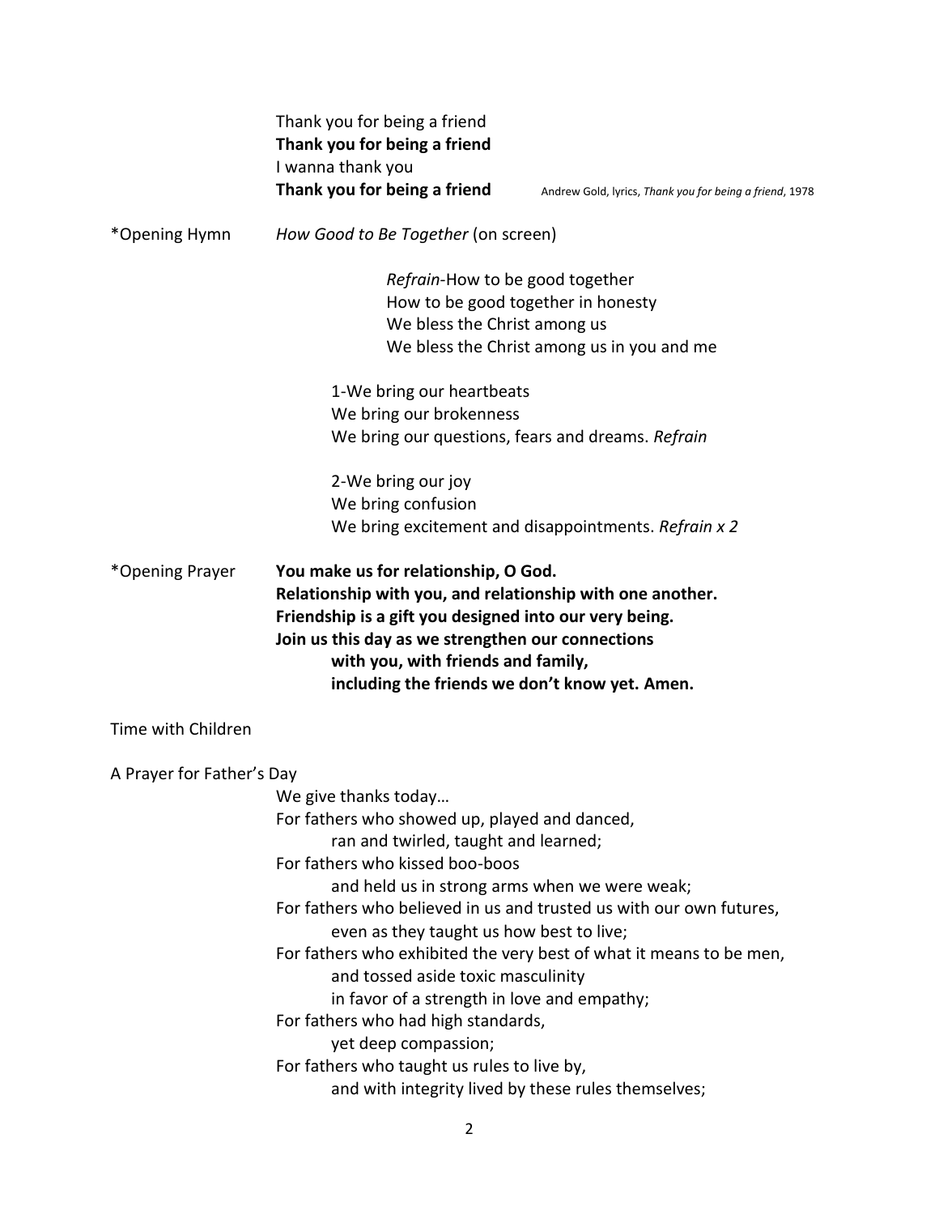Thank you for being a friend  
**Thank you for being a friend**  
I wanna thank you  
**Thank you for being a friend** Andrew Gold, lyrics, *Thank you for being a friend*, 1978

*Opening Hymn *How Good to Be Together* (on screen)

*Refrain*-How to be good together  
How to be good together in honesty  
We bless the Christ among us  
We bless the Christ among us in you and me

1-We bring our heartbeats  
We bring our brokenness  
We bring our questions, fears and dreams. *Refrain*

2-We bring our joy  
We bring confusion  
We bring excitement and disappointments. *Refrain x 2*

*Opening Prayer **You make us for relationship, O God.**  
**Relationship with you, and relationship with one another.**  
**Friendship is a gift you designed into our very being.**  
**Join us this day as we strengthen our connections**  
**with you, with friends and family,**  
**including the friends we don't know yet. Amen.**

Time with Children

A Prayer for Father's Day

We give thanks today…  
For fathers who showed up, played and danced,  
ran and twirled, taught and learned;  
For fathers who kissed boo-boos  
and held us in strong arms when we were weak;  
For fathers who believed in us and trusted us with our own futures,  
even as they taught us how best to live;  
For fathers who exhibited the very best of what it means to be men,  
and tossed aside toxic masculinity  
in favor of a strength in love and empathy;  
For fathers who had high standards,  
yet deep compassion;  
For fathers who taught us rules to live by,  
and with integrity lived by these rules themselves;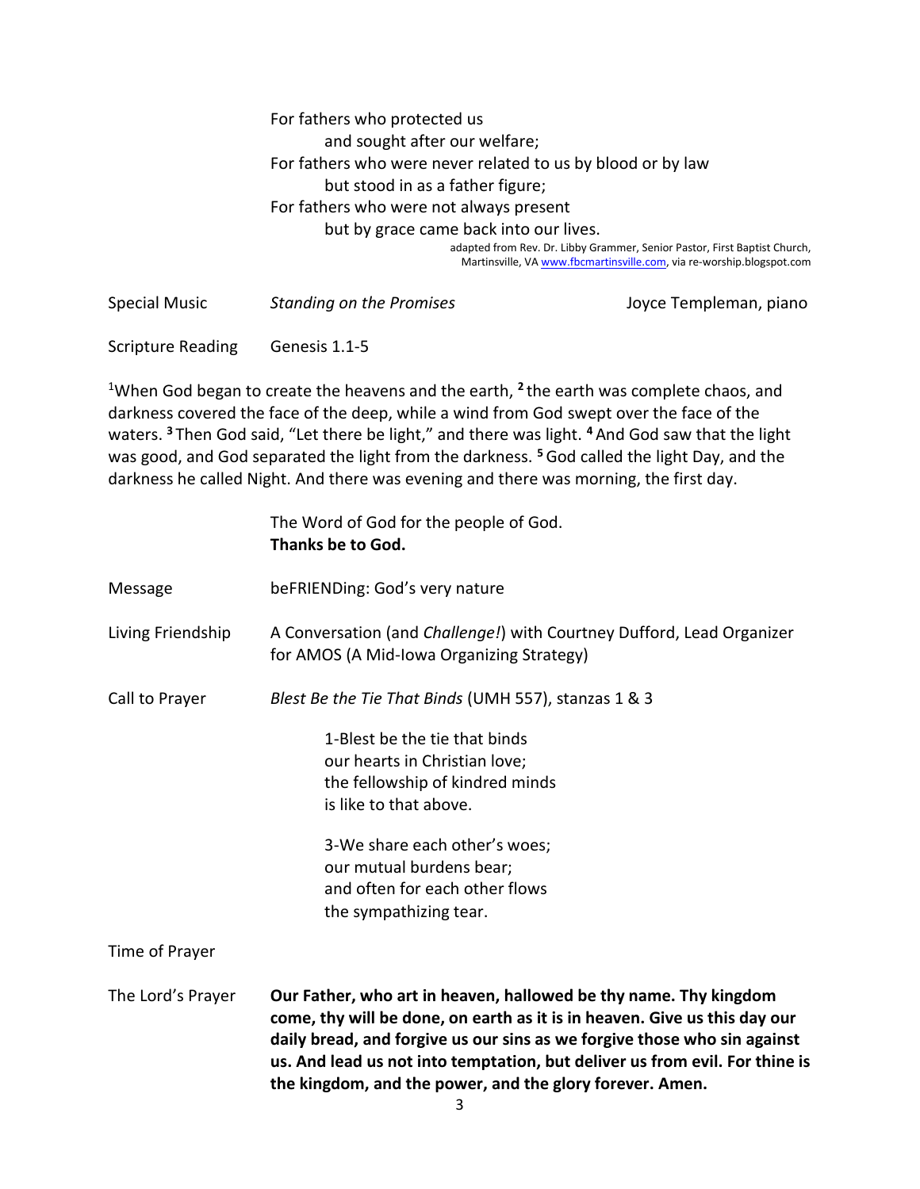For fathers who protected us
    and sought after our welfare;
For fathers who were never related to us by blood or by law
    but stood in as a father figure;
For fathers who were not always present
    but by grace came back into our lives.

adapted from Rev. Dr. Libby Grammer, Senior Pastor, First Baptist Church, Martinsville, VA www.fbcmartinsville.com, via re-worship.blogspot.com

Special Music *Standing on the Promises* Joyce Templeman, piano

Scripture Reading Genesis 1.1-5

[1]When God began to create the heavens and the earth, [2] the earth was complete chaos, and darkness covered the face of the deep, while a wind from God swept over the face of the waters. [3] Then God said, "Let there be light," and there was light. [4] And God saw that the light was good, and God separated the light from the darkness. [5] God called the light Day, and the darkness he called Night. And there was evening and there was morning, the first day.

The Word of God for the people of God.
**Thanks be to God.**

Message beFRIENDing: God's very nature

Living Friendship A Conversation (and *Challenge!*) with Courtney Dufford, Lead Organizer for AMOS (A Mid-Iowa Organizing Strategy)

Call to Prayer *Blest Be the Tie That Binds* (UMH 557), stanzas 1 & 3

1-Blest be the tie that binds
our hearts in Christian love;
the fellowship of kindred minds
is like to that above.

3-We share each other's woes;
our mutual burdens bear;
and often for each other flows
the sympathizing tear.

Time of Prayer

The Lord's Prayer **Our Father, who art in heaven, hallowed be thy name. Thy kingdom come, thy will be done, on earth as it is in heaven. Give us this day our daily bread, and forgive us our sins as we forgive those who sin against us. And lead us not into temptation, but deliver us from evil. For thine is the kingdom, and the power, and the glory forever. Amen.**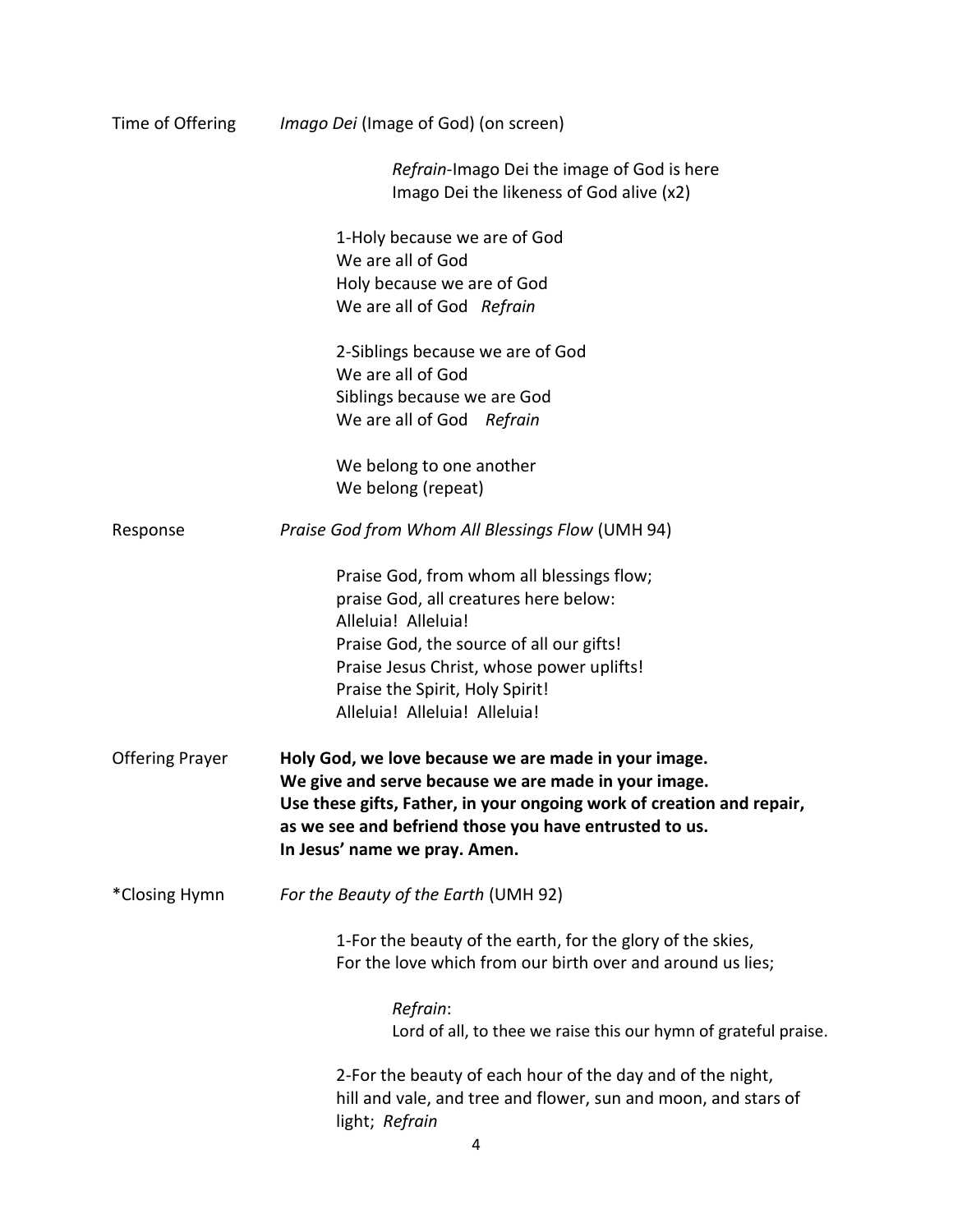Time of Offering *Imago Dei* (Image of God) (on screen)

> *Refrain*-Imago Dei the image of God is here
> Imago Dei the likeness of God alive (x2)

1-Holy because we are of God
We are all of God
Holy because we are of God
We are all of God *Refrain*

2-Siblings because we are of God
We are all of God
Siblings because we are God
We are all of God *Refrain*

We belong to one another
We belong (repeat)

Response *Praise God from Whom All Blessings Flow* (UMH 94)

Praise God, from whom all blessings flow;
praise God, all creatures here below:
Alleluia! Alleluia!
Praise God, the source of all our gifts!
Praise Jesus Christ, whose power uplifts!
Praise the Spirit, Holy Spirit!
Alleluia! Alleluia! Alleluia!

Offering Prayer **Holy God, we love because we are made in your image.**
**We give and serve because we are made in your image.**
**Use these gifts, Father, in your ongoing work of creation and repair,**
**as we see and befriend those you have entrusted to us.**
**In Jesus' name we pray. Amen.**

*Closing Hymn *For the Beauty of the Earth* (UMH 92)

1-For the beauty of the earth, for the glory of the skies,
For the love which from our birth over and around us lies;

> *Refrain*:
> Lord of all, to thee we raise this our hymn of grateful praise.

2-For the beauty of each hour of the day and of the night,
hill and vale, and tree and flower, sun and moon, and stars of light; *Refrain*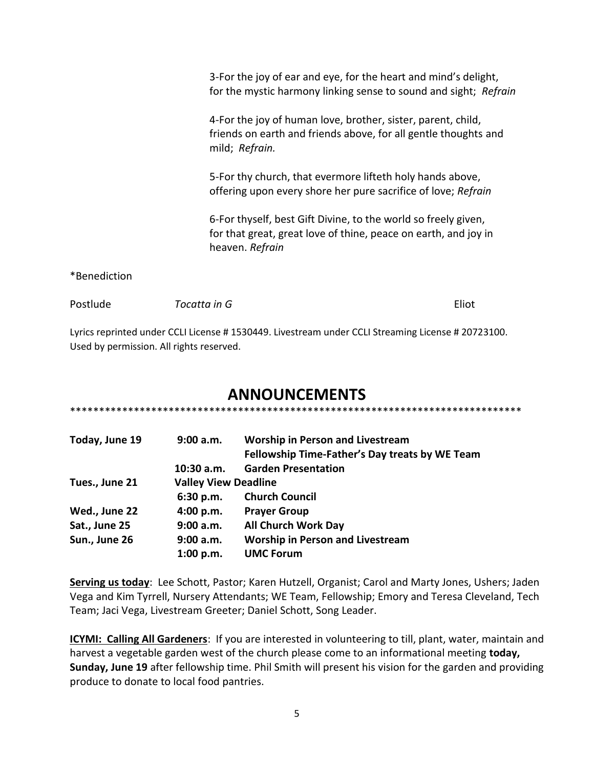3-For the joy of ear and eye, for the heart and mind's delight, for the mystic harmony linking sense to sound and sight; *Refrain*

4-For the joy of human love, brother, sister, parent, child, friends on earth and friends above, for all gentle thoughts and mild; *Refrain.*

5-For thy church, that evermore lifteth holy hands above, offering upon every shore her pure sacrifice of love; *Refrain*

6-For thyself, best Gift Divine, to the world so freely given, for that great, great love of thine, peace on earth, and joy in heaven. *Refrain*

*Benediction

Postlude *Tocatta in G* Eliot

Lyrics reprinted under CCLI License # 1530449. Livestream under CCLI Streaming License # 20723100. Used by permission. All rights reserved.

## ANNOUNCEMENTS

******************************************************************************

| | | |
|---|---|---|
| **Today, June 19** | **9:00 a.m.** | **Worship in Person and Livestream** |
| | | **Fellowship Time-Father's Day treats by WE Team** |
| | **10:30 a.m.** | **Garden Presentation** |
| **Tues., June 21** | **Valley View Deadline** | |
| | **6:30 p.m.** | **Church Council** |
| **Wed., June 22** | **4:00 p.m.** | **Prayer Group** |
| **Sat., June 25** | **9:00 a.m.** | **All Church Work Day** |
| **Sun., June 26** | **9:00 a.m.** | **Worship in Person and Livestream** |
| | **1:00 p.m.** | **UMC Forum** |

**Serving us today**: Lee Schott, Pastor; Karen Hutzell, Organist; Carol and Marty Jones, Ushers; Jaden Vega and Kim Tyrrell, Nursery Attendants; WE Team, Fellowship; Emory and Teresa Cleveland, Tech Team; Jaci Vega, Livestream Greeter; Daniel Schott, Song Leader.

**ICYMI: Calling All Gardeners**: If you are interested in volunteering to till, plant, water, maintain and harvest a vegetable garden west of the church please come to an informational meeting **today, Sunday, June 19** after fellowship time. Phil Smith will present his vision for the garden and providing produce to donate to local food pantries.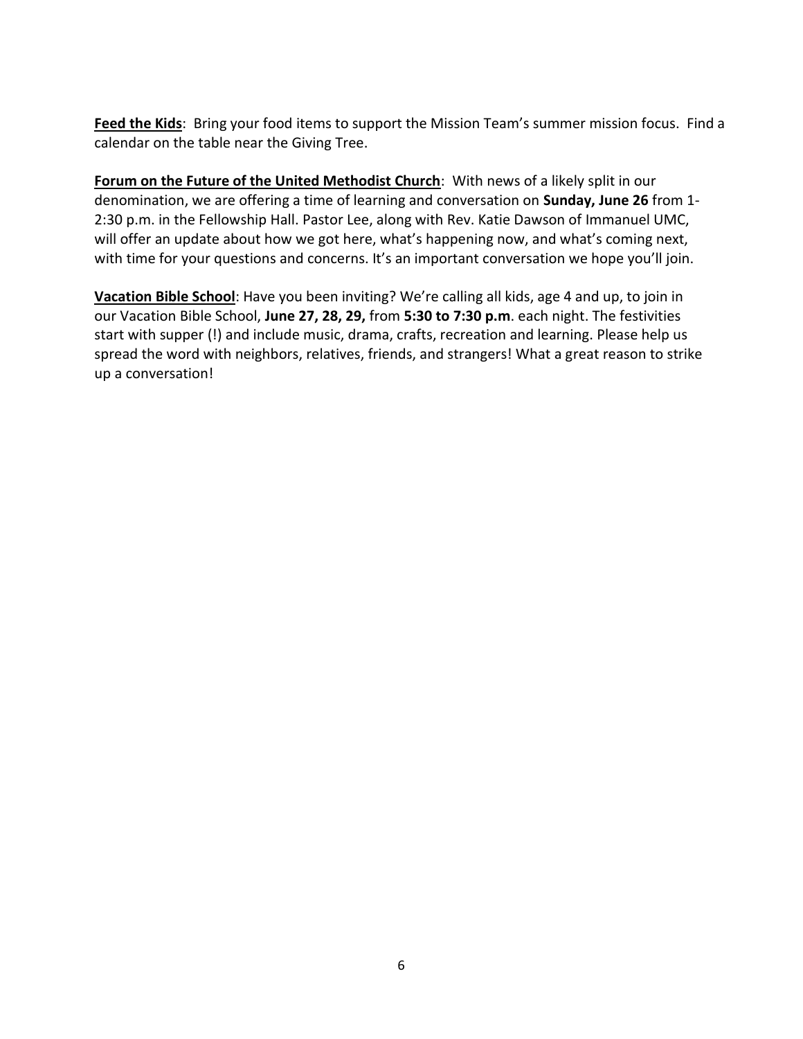**Feed the Kids**: Bring your food items to support the Mission Team's summer mission focus. Find a calendar on the table near the Giving Tree.

**Forum on the Future of the United Methodist Church**: With news of a likely split in our denomination, we are offering a time of learning and conversation on **Sunday, June 26** from 1-2:30 p.m. in the Fellowship Hall. Pastor Lee, along with Rev. Katie Dawson of Immanuel UMC, will offer an update about how we got here, what's happening now, and what's coming next, with time for your questions and concerns. It's an important conversation we hope you'll join.

**Vacation Bible School**: Have you been inviting? We're calling all kids, age 4 and up, to join in our Vacation Bible School, **June 27, 28, 29,** from **5:30 to 7:30 p.m**. each night. The festivities start with supper (!) and include music, drama, crafts, recreation and learning. Please help us spread the word with neighbors, relatives, friends, and strangers! What a great reason to strike up a conversation!